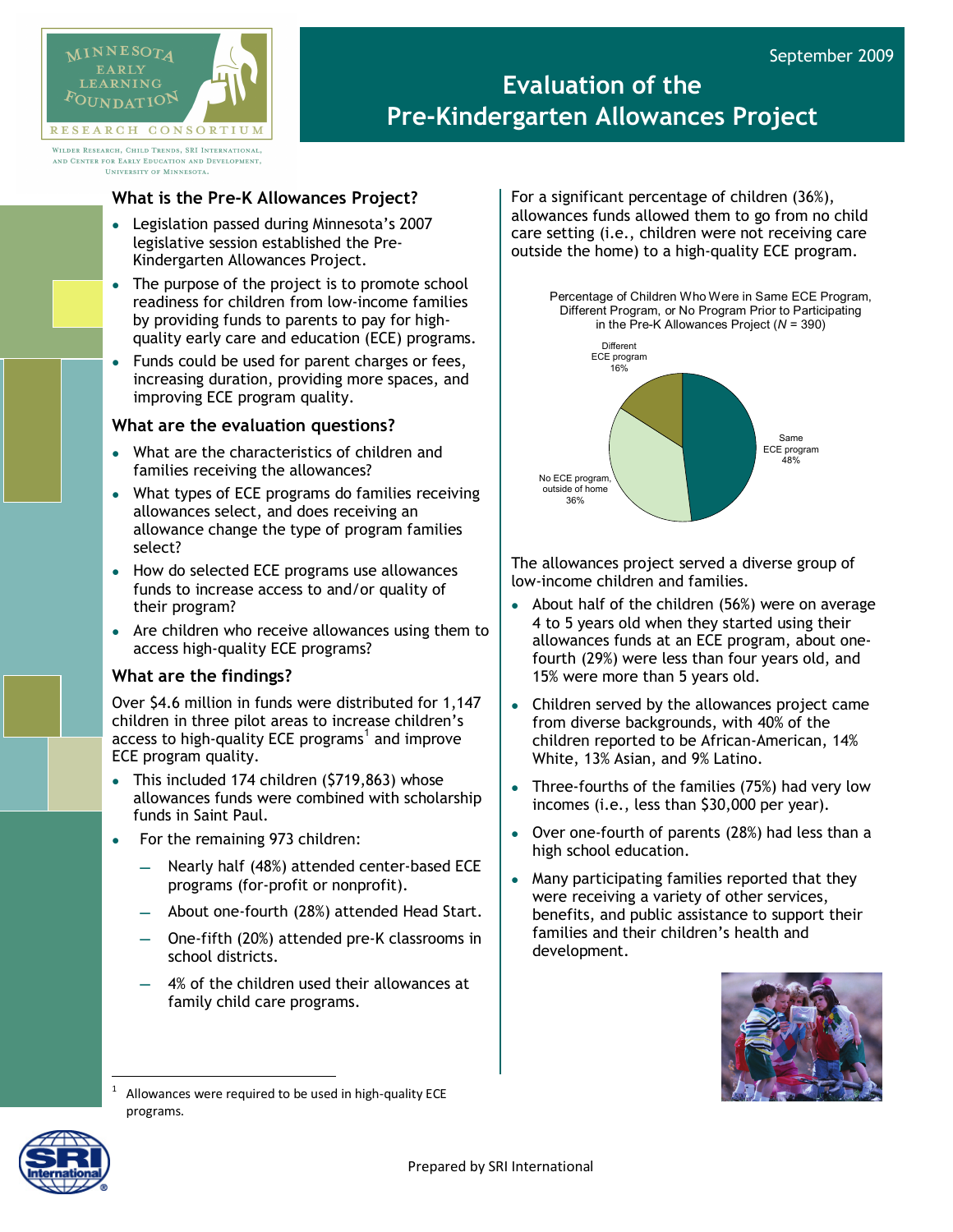September 2009

# Evaluation of the Pre-Kindergarten Allowances Project

Minnesota Early Learning Foundation Research Consortium

Wilder Research, Child Trends, SRI International, and Center for Early Education and Development, University of Minnesota.

## What is the Pre-K Allowances Project?

- Legislation passed during Minnesota's 2007 legislative session established the Pre-Kindergarten Allowances Project.
- The purpose of the project is to promote school readiness for children from low-income families by providing funds to parents to pay for high-quality early care and education (ECE) programs.
- Funds could be used for parent charges or fees, increasing duration, providing more spaces, and improving ECE program quality.

## What are the evaluation questions?

- What are the characteristics of children and families receiving the allowances?
- What types of ECE programs do families receiving allowances select, and does receiving an allowance change the type of program families select?
- How do selected ECE programs use allowances funds to increase access to and/or quality of their program?
- Are children who receive allowances using them to access high-quality ECE programs?

## What are the findings?

Over $4.6 million in funds were distributed for 1,147 children in three pilot areas to increase children's access to high-quality ECE programs[1] and improve ECE program quality.

- This included 174 children ($719,863) whose allowances funds were combined with scholarship funds in Saint Paul.
- For the remaining 973 children:
  - Nearly half (48%) attended center-based ECE programs (for-profit or nonprofit).
  - About one-fourth (28%) attended Head Start.
  - One-fifth (20%) attended pre-K classrooms in school districts.
  - 4% of the children used their allowances at family child care programs.

For a significant percentage of children (36%), allowances funds allowed them to go from no child care setting (i.e., children were not receiving care outside the home) to a high-quality ECE program.

Percentage of Children Who Were in Same ECE Program, Different Program, or No Program Prior to Participating in the Pre-K Allowances Project (*N* = 390)

| Category | Percentage |
|---|---|
| Same ECE program | 48% |
| No ECE program, outside of home | 36% |
| Different ECE program | 16% |

The allowances project served a diverse group of low-income children and families.

- About half of the children (56%) were on average 4 to 5 years old when they started using their allowances funds at an ECE program, about one-fourth (29%) were less than four years old, and 15% were more than 5 years old.
- Children served by the allowances project came from diverse backgrounds, with 40% of the children reported to be African-American, 14% White, 13% Asian, and 9% Latino.
- Three-fourths of the families (75%) had very low incomes (i.e., less than $30,000 per year).
- Over one-fourth of parents (28%) had less than a high school education.
- Many participating families reported that they were receiving a variety of other services, benefits, and public assistance to support their families and their children's health and development.

[1] Allowances were required to be used in high-quality ECE programs.

Prepared by SRI International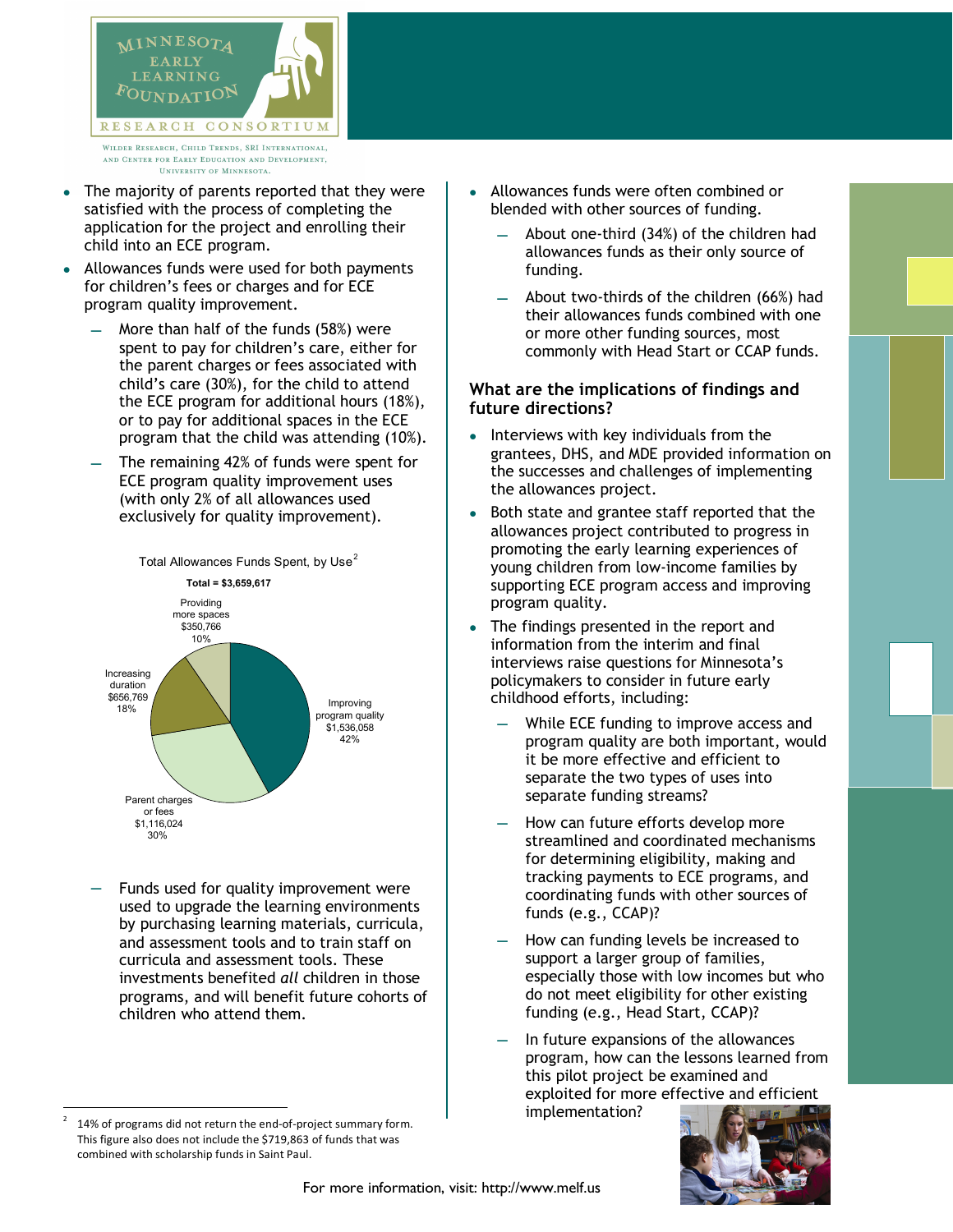Minnesota Early Learning Foundation Research Consortium

Wilder Research, Child Trends, SRI International, and Center for Early Education and Development, University of Minnesota.

- The majority of parents reported that they were satisfied with the process of completing the application for the project and enrolling their child into an ECE program.
- Allowances funds were used for both payments for children's fees or charges and for ECE program quality improvement.
  - More than half of the funds (58%) were spent to pay for children's care, either for the parent charges or fees associated with child's care (30%), for the child to attend the ECE program for additional hours (18%), or to pay for additional spaces in the ECE program that the child was attending (10%).
  - The remaining 42% of funds were spent for ECE program quality improvement uses (with only 2% of all allowances used exclusively for quality improvement).

Total Allowances Funds Spent, by Use[2]

Total = $3,659,617

Providing more spaces
$350,766
10%

Increasing duration
$656,769
18%

Improving program quality
$1,536,058
42%

Parent charges or fees
$1,116,024
30%

  - Funds used for quality improvement were used to upgrade the learning environments by purchasing learning materials, curricula, and assessment tools and to train staff on curricula and assessment tools. These investments benefited *all* children in those programs, and will benefit future cohorts of children who attend them.

- Allowances funds were often combined or blended with other sources of funding.
  - About one-third (34%) of the children had allowances funds as their only source of funding.
  - About two-thirds of the children (66%) had their allowances funds combined with one or more other funding sources, most commonly with Head Start or CCAP funds.

### What are the implications of findings and future directions?

- Interviews with key individuals from the grantees, DHS, and MDE provided information on the successes and challenges of implementing the allowances project.
- Both state and grantee staff reported that the allowances project contributed to progress in promoting the early learning experiences of young children from low-income families by supporting ECE program access and improving program quality.
- The findings presented in the report and information from the interim and final interviews raise questions for Minnesota's policymakers to consider in future early childhood efforts, including:
  - While ECE funding to improve access and program quality are both important, would it be more effective and efficient to separate the two types of uses into separate funding streams?
  - How can future efforts develop more streamlined and coordinated mechanisms for determining eligibility, making and tracking payments to ECE programs, and coordinating funds with other sources of funds (e.g., CCAP)?
  - How can funding levels be increased to support a larger group of families, especially those with low incomes but who do not meet eligibility for other existing funding (e.g., Head Start, CCAP)?
  - In future expansions of the allowances program, how can the lessons learned from this pilot project be examined and exploited for more effective and efficient implementation?

[2] 14% of programs did not return the end-of-project summary form. This figure also does not include the $719,863 of funds that was combined with scholarship funds in Saint Paul.

For more information, visit: http://www.melf.us